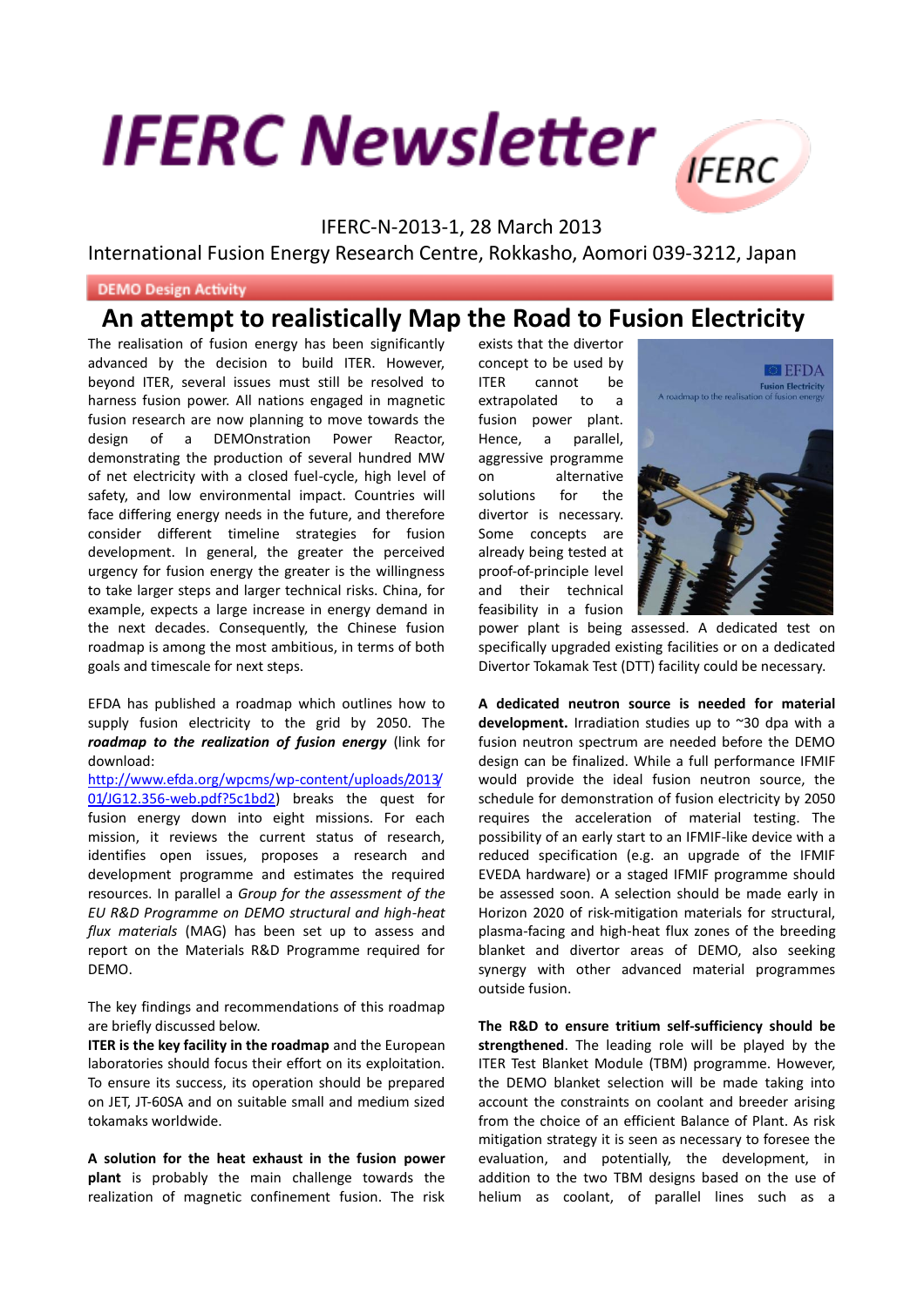# IFERC Newsletter

IFERC-N-2013-1, 28 March 2013

International Fusion Energy Research Centre, Rokkasho, Aomori 039-3212, Japan

DEMO Design Activity

## An attempt to realistically Map the Road to Fusion Electricity

The realisation of fusion energy has been significantly advanced by the decision to build ITER. However, beyond ITER, several issues must still be resolved to harness fusion power. All nations engaged in magnetic fusion research are now planning to move towards the design of a DEMOnstration Power Reactor, demonstrating the production of several hundred MW of net electricity with a closed fuel-cycle, high level of safety, and low environmental impact. Countries will face differing energy needs in the future, and therefore consider different timeline strategies for fusion development. In general, the greater the perceived urgency for fusion energy the greater is the willingness to take larger steps and larger technical risks. China, for example, expects a large increase in energy demand in the next decades. Consequently, the Chinese fusion roadmap is among the most ambitious, in terms of both goals and timescale for next steps.

EFDA has published a roadmap which outlines how to supply fusion electricity to the grid by 2050. The ***roadmap to the realization of fusion energy*** (link for download: http://www.efda.org/wpcms/wp-content/uploads/2013/01/JG12.356-web.pdf?5c1bd2) breaks the quest for fusion energy down into eight missions. For each mission, it reviews the current status of research, identifies open issues, proposes a research and development programme and estimates the required resources. In parallel a *Group for the assessment of the EU R&D Programme on DEMO structural and high-heat flux materials* (MAG) has been set up to assess and report on the Materials R&D Programme required for DEMO.

The key findings and recommendations of this roadmap are briefly discussed below.

**ITER is the key facility in the roadmap** and the European laboratories should focus their effort on its exploitation. To ensure its success, its operation should be prepared on JET, JT-60SA and on suitable small and medium sized tokamaks worldwide.

**A solution for the heat exhaust in the fusion power plant** is probably the main challenge towards the realization of magnetic confinement fusion. The risk exists that the divertor concept to be used by ITER cannot be extrapolated to a fusion power plant. Hence, a parallel, aggressive programme on alternative solutions for the divertor is necessary. Some concepts are already being tested at proof-of-principle level and their technical feasibility in a fusion power plant is being assessed. A dedicated test on specifically upgraded existing facilities or on a dedicated Divertor Tokamak Test (DTT) facility could be necessary.

**A dedicated neutron source is needed for material development.** Irradiation studies up to ~30 dpa with a fusion neutron spectrum are needed before the DEMO design can be finalized. While a full performance IFMIF would provide the ideal fusion neutron source, the schedule for demonstration of fusion electricity by 2050 requires the acceleration of material testing. The possibility of an early start to an IFMIF-like device with a reduced specification (e.g. an upgrade of the IFMIF EVEDA hardware) or a staged IFMIF programme should be assessed soon. A selection should be made early in Horizon 2020 of risk-mitigation materials for structural, plasma-facing and high-heat flux zones of the breeding blanket and divertor areas of DEMO, also seeking synergy with other advanced material programmes outside fusion.

**The R&D to ensure tritium self-sufficiency should be strengthened**. The leading role will be played by the ITER Test Blanket Module (TBM) programme. However, the DEMO blanket selection will be made taking into account the constraints on coolant and breeder arising from the choice of an efficient Balance of Plant. As risk mitigation strategy it is seen as necessary to foresee the evaluation, and potentially, the development, in addition to the two TBM designs based on the use of helium as coolant, of parallel lines such as a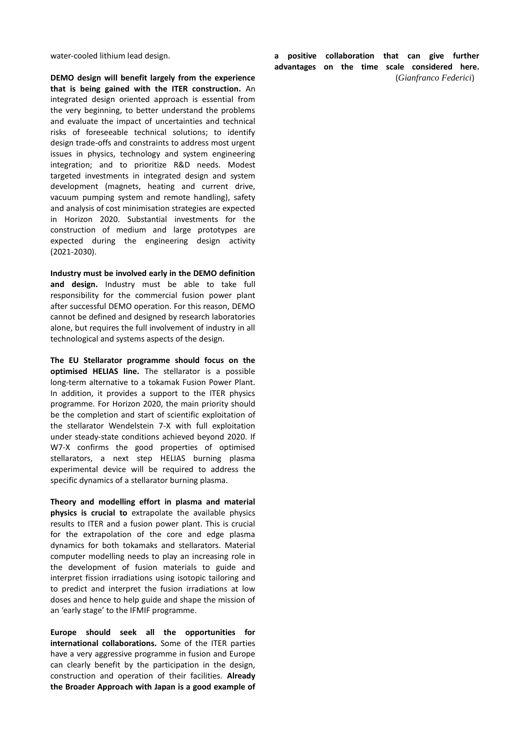water-cooled lithium lead design.

**DEMO design will benefit largely from the experience that is being gained with the ITER construction.** An integrated design oriented approach is essential from the very beginning, to better understand the problems and evaluate the impact of uncertainties and technical risks of foreseeable technical solutions; to identify design trade-offs and constraints to address most urgent issues in physics, technology and system engineering integration; and to prioritize R&D needs. Modest targeted investments in integrated design and system development (magnets, heating and current drive, vacuum pumping system and remote handling), safety and analysis of cost minimisation strategies are expected in Horizon 2020. Substantial investments for the construction of medium and large prototypes are expected during the engineering design activity (2021-2030).

**Industry must be involved early in the DEMO definition and design.** Industry must be able to take full responsibility for the commercial fusion power plant after successful DEMO operation. For this reason, DEMO cannot be defined and designed by research laboratories alone, but requires the full involvement of industry in all technological and systems aspects of the design.

**The EU Stellarator programme should focus on the optimised HELIAS line.** The stellarator is a possible long-term alternative to a tokamak Fusion Power Plant. In addition, it provides a support to the ITER physics programme. For Horizon 2020, the main priority should be the completion and start of scientific exploitation of the stellarator Wendelstein 7-X with full exploitation under steady-state conditions achieved beyond 2020. If W7-X confirms the good properties of optimised stellarators, a next step HELIAS burning plasma experimental device will be required to address the specific dynamics of a stellarator burning plasma.

**Theory and modelling effort in plasma and material physics is crucial to** extrapolate the available physics results to ITER and a fusion power plant. This is crucial for the extrapolation of the core and edge plasma dynamics for both tokamaks and stellarators. Material computer modelling needs to play an increasing role in the development of fusion materials to guide and interpret fission irradiations using isotopic tailoring and to predict and interpret the fusion irradiations at low doses and hence to help guide and shape the mission of an 'early stage' to the IFMIF programme.

**Europe should seek all the opportunities for international collaborations.** Some of the ITER parties have a very aggressive programme in fusion and Europe can clearly benefit by the participation in the design, construction and operation of their facilities. **Already the Broader Approach with Japan is a good example of a positive collaboration that can give further advantages on the time scale considered here.**

(*Gianfranco Federici*)